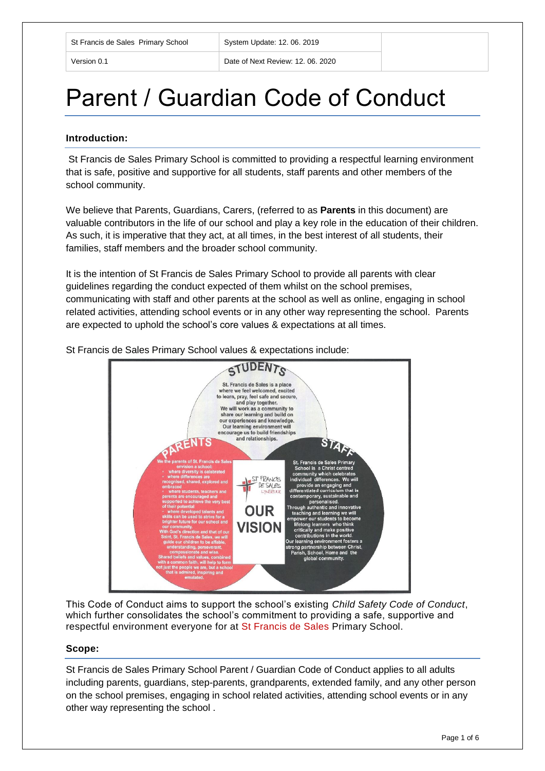| St Francis de Sales Primary School | System Update: 12. 06. 2019 | |
|---|---|---|
| Version 0.1 | Date of Next Review: 12. 06. 2020 | |

# Parent / Guardian Code of Conduct

## Introduction:

St Francis de Sales Primary School is committed to providing a respectful learning environment that is safe, positive and supportive for all students, staff parents and other members of the school community.

We believe that Parents, Guardians, Carers, (referred to as **Parents** in this document) are valuable contributors in the life of our school and play a key role in the education of their children. As such, it is imperative that they act, at all times, in the best interest of all students, their families, staff members and the broader school community.

It is the intention of St Francis de Sales Primary School to provide all parents with clear guidelines regarding the conduct expected of them whilst on the school premises, communicating with staff and other parents at the school as well as online, engaging in school related activities, attending school events or in any other way representing the school. Parents are expected to uphold the school's core values & expectations at all times.

St Francis de Sales Primary School values & expectations include:

**STUDENTS**

St. Francis de Sales is a place where we feel welcomed, excited to learn, pray, feel safe and secure, and play together.
We will work as a community to share our learning and build on our experiences and knowledge.
Our learning environment will encourage us to build friendships and relationships.

**PARENTS**

We the parents of St. Francis de Sales envision a school:

- where diversity is celebrated
- where differences are recognised, shared, explored and embraced
- where students, teachers and parents are encouraged and supported to achieve the very best of their potential
- where developed talents and skills can be used to strive for a brighter future for our school and our community.

With God's direction and that of our Saint, St. Francis de Sales, we will guide our children to be affable, understanding, perseverant, compassionate and wise.
Shared beliefs and values, combined with a common faith, will help to form not just the people we are, but a school that is admired, inspiring and emulated.

**STAFF**

St. Francis de Sales Primary School is a Christ centred community which celebrates individual differences. We will provide an engaging and differentiated curriculum that is contemporary, sustainable and personalised.
Through authentic and innovative teaching and learning we will empower our students to become lifelong learners who think critically and make positive contributions in the world.
Our learning environment fosters a strong partnership between Christ, Parish, School, Home and the global community.

ST FRANCIS DE SALES LYNBROOK

**OUR VISION**

This Code of Conduct aims to support the school's existing *Child Safety Code of Conduct*, which further consolidates the school's commitment to providing a safe, supportive and respectful environment everyone for at St Francis de Sales Primary School.

## Scope:

St Francis de Sales Primary School Parent / Guardian Code of Conduct applies to all adults including parents, guardians, step-parents, grandparents, extended family, and any other person on the school premises, engaging in school related activities, attending school events or in any other way representing the school .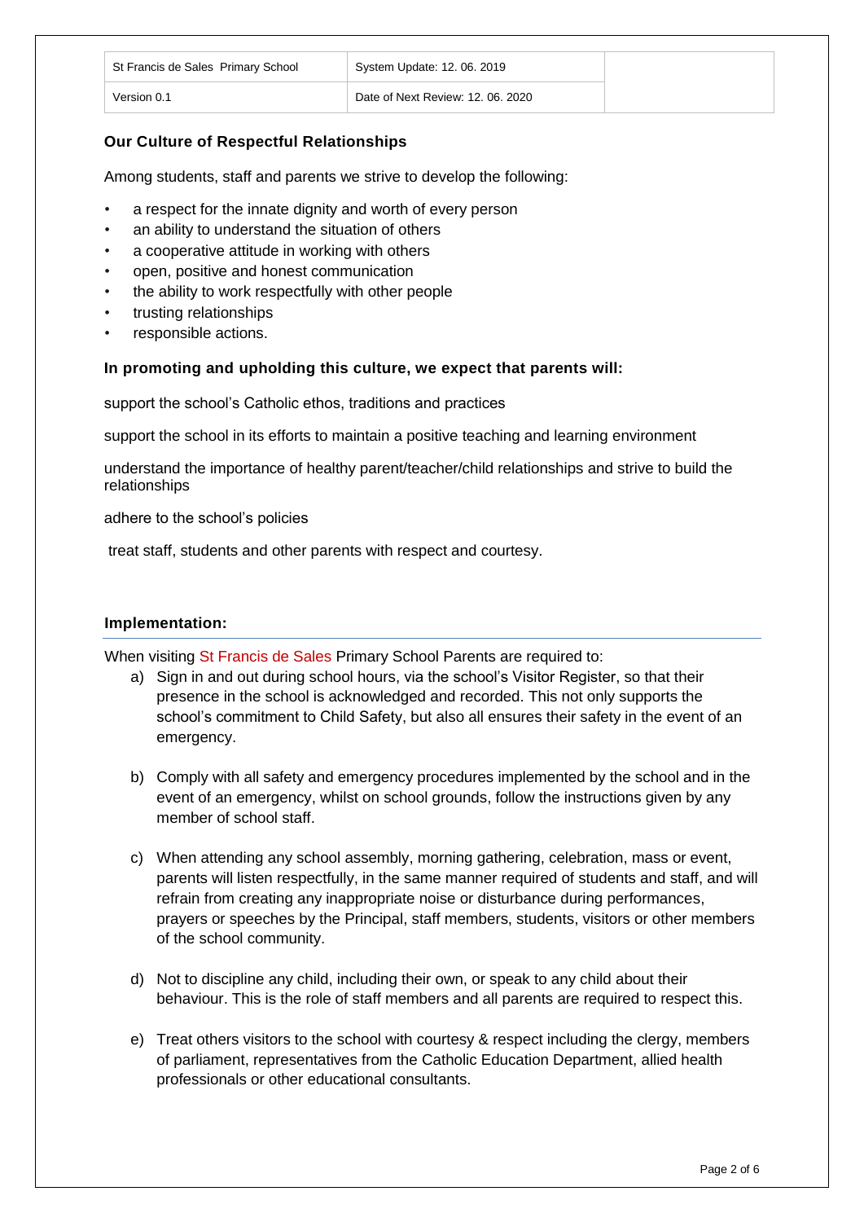| St Francis de Sales Primary School | System Update: 12. 06. 2019 | |
| --- | --- | --- |
| Version 0.1 | Date of Next Review: 12. 06. 2020 | |

### Our Culture of Respectful Relationships

Among students, staff and parents we strive to develop the following:

- a respect for the innate dignity and worth of every person
- an ability to understand the situation of others
- a cooperative attitude in working with others
- open, positive and honest communication
- the ability to work respectfully with other people
- trusting relationships
- responsible actions.

### In promoting and upholding this culture, we expect that parents will:

support the school's Catholic ethos, traditions and practices

support the school in its efforts to maintain a positive teaching and learning environment

understand the importance of healthy parent/teacher/child relationships and strive to build the relationships

adhere to the school's policies

treat staff, students and other parents with respect and courtesy.

### Implementation:

When visiting St Francis de Sales Primary School Parents are required to:

a) Sign in and out during school hours, via the school's Visitor Register, so that their presence in the school is acknowledged and recorded. This not only supports the school's commitment to Child Safety, but also all ensures their safety in the event of an emergency.

b) Comply with all safety and emergency procedures implemented by the school and in the event of an emergency, whilst on school grounds, follow the instructions given by any member of school staff.

c) When attending any school assembly, morning gathering, celebration, mass or event, parents will listen respectfully, in the same manner required of students and staff, and will refrain from creating any inappropriate noise or disturbance during performances, prayers or speeches by the Principal, staff members, students, visitors or other members of the school community.

d) Not to discipline any child, including their own, or speak to any child about their behaviour. This is the role of staff members and all parents are required to respect this.

e) Treat others visitors to the school with courtesy & respect including the clergy, members of parliament, representatives from the Catholic Education Department, allied health professionals or other educational consultants.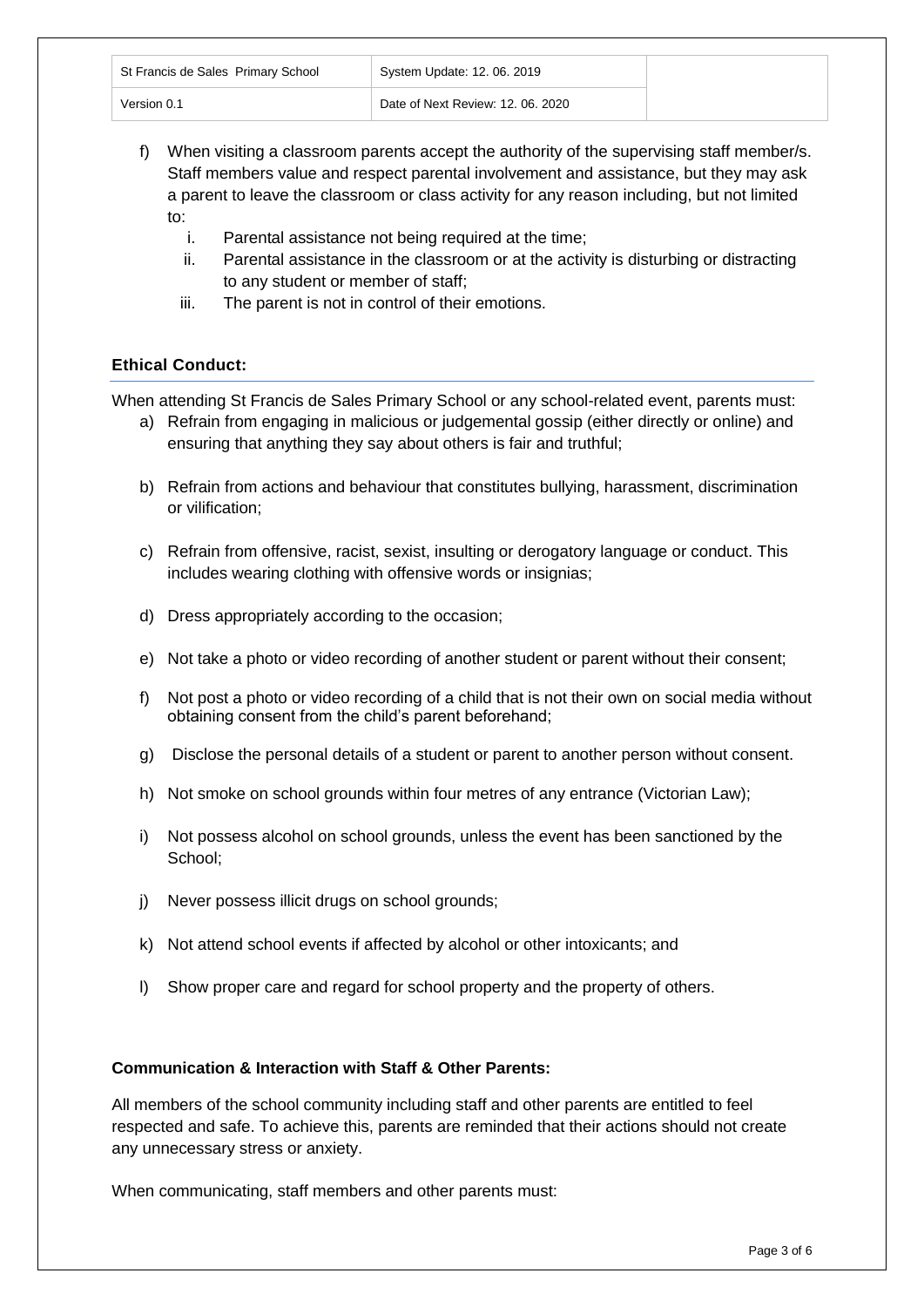f) When visiting a classroom parents accept the authority of the supervising staff member/s. Staff members value and respect parental involvement and assistance, but they may ask a parent to leave the classroom or class activity for any reason including, but not limited to:
   i. Parental assistance not being required at the time;
   ii. Parental assistance in the classroom or at the activity is disturbing or distracting to any student or member of staff;
   iii. The parent is not in control of their emotions.

### Ethical Conduct:

When attending St Francis de Sales Primary School or any school-related event, parents must:

a) Refrain from engaging in malicious or judgemental gossip (either directly or online) and ensuring that anything they say about others is fair and truthful;

b) Refrain from actions and behaviour that constitutes bullying, harassment, discrimination or vilification;

c) Refrain from offensive, racist, sexist, insulting or derogatory language or conduct. This includes wearing clothing with offensive words or insignias;

d) Dress appropriately according to the occasion;

e) Not take a photo or video recording of another student or parent without their consent;

f) Not post a photo or video recording of a child that is not their own on social media without obtaining consent from the child's parent beforehand;

g) Disclose the personal details of a student or parent to another person without consent.

h) Not smoke on school grounds within four metres of any entrance (Victorian Law);

i) Not possess alcohol on school grounds, unless the event has been sanctioned by the School;

j) Never possess illicit drugs on school grounds;

k) Not attend school events if affected by alcohol or other intoxicants; and

l) Show proper care and regard for school property and the property of others.

### Communication & Interaction with Staff & Other Parents:

All members of the school community including staff and other parents are entitled to feel respected and safe. To achieve this, parents are reminded that their actions should not create any unnecessary stress or anxiety.

When communicating, staff members and other parents must: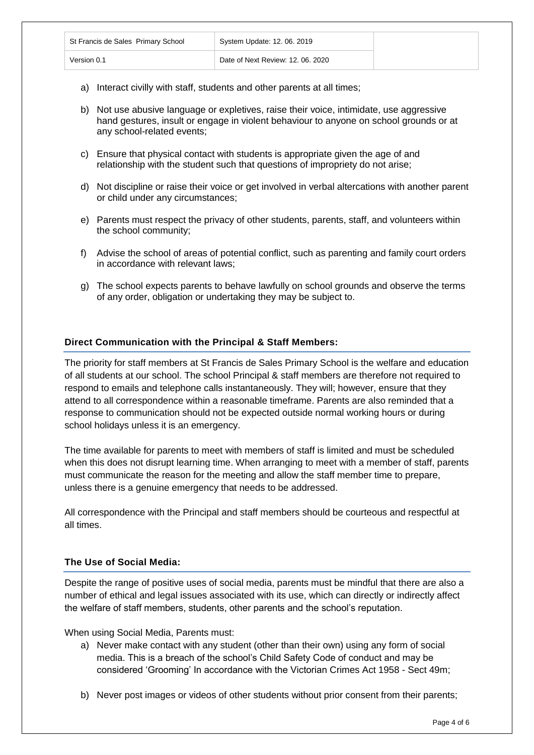a) Interact civilly with staff, students and other parents at all times;

b) Not use abusive language or expletives, raise their voice, intimidate, use aggressive hand gestures, insult or engage in violent behaviour to anyone on school grounds or at any school-related events;

c) Ensure that physical contact with students is appropriate given the age of and relationship with the student such that questions of impropriety do not arise;

d) Not discipline or raise their voice or get involved in verbal altercations with another parent or child under any circumstances;

e) Parents must respect the privacy of other students, parents, staff, and volunteers within the school community;

f) Advise the school of areas of potential conflict, such as parenting and family court orders in accordance with relevant laws;

g) The school expects parents to behave lawfully on school grounds and observe the terms of any order, obligation or undertaking they may be subject to.

### Direct Communication with the Principal & Staff Members:

The priority for staff members at St Francis de Sales Primary School is the welfare and education of all students at our school. The school Principal & staff members are therefore not required to respond to emails and telephone calls instantaneously. They will; however, ensure that they attend to all correspondence within a reasonable timeframe. Parents are also reminded that a response to communication should not be expected outside normal working hours or during school holidays unless it is an emergency.

The time available for parents to meet with members of staff is limited and must be scheduled when this does not disrupt learning time. When arranging to meet with a member of staff, parents must communicate the reason for the meeting and allow the staff member time to prepare, unless there is a genuine emergency that needs to be addressed.

All correspondence with the Principal and staff members should be courteous and respectful at all times.

### The Use of Social Media:

Despite the range of positive uses of social media, parents must be mindful that there are also a number of ethical and legal issues associated with its use, which can directly or indirectly affect the welfare of staff members, students, other parents and the school's reputation.

When using Social Media, Parents must:

a) Never make contact with any student (other than their own) using any form of social media. This is a breach of the school's Child Safety Code of conduct and may be considered 'Grooming' In accordance with the Victorian Crimes Act 1958 - Sect 49m;

b) Never post images or videos of other students without prior consent from their parents;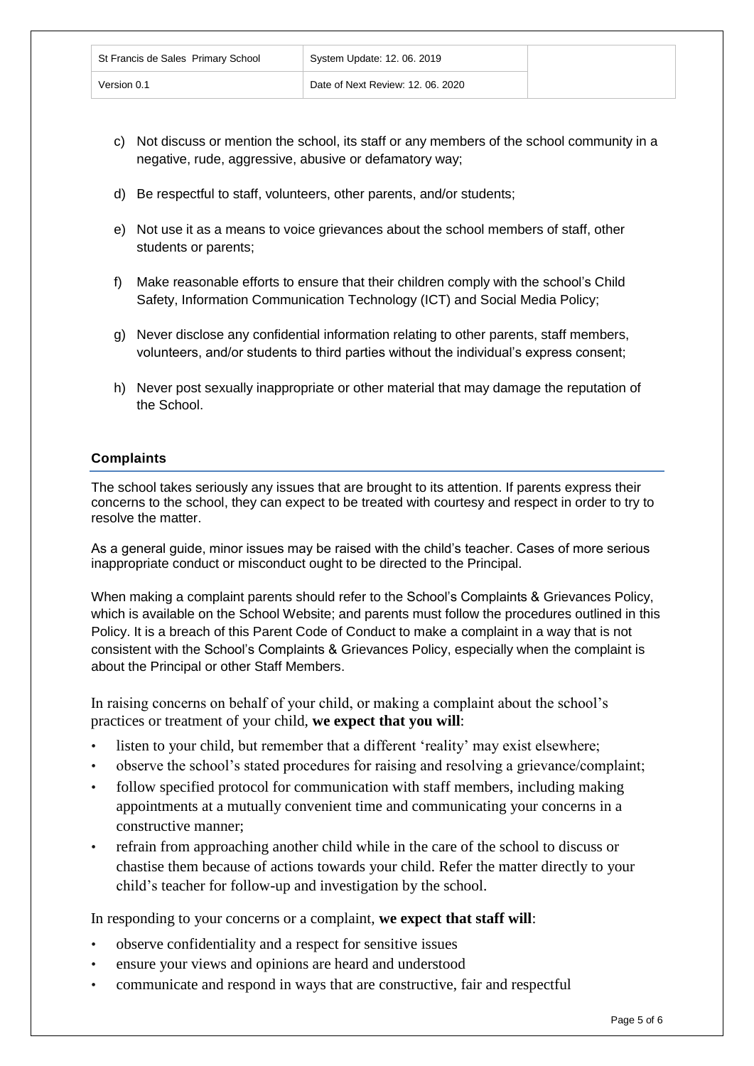c) Not discuss or mention the school, its staff or any members of the school community in a negative, rude, aggressive, abusive or defamatory way;

d) Be respectful to staff, volunteers, other parents, and/or students;

e) Not use it as a means to voice grievances about the school members of staff, other students or parents;

f) Make reasonable efforts to ensure that their children comply with the school's Child Safety, Information Communication Technology (ICT) and Social Media Policy;

g) Never disclose any confidential information relating to other parents, staff members, volunteers, and/or students to third parties without the individual's express consent;

h) Never post sexually inappropriate or other material that may damage the reputation of the School.

## Complaints

The school takes seriously any issues that are brought to its attention. If parents express their concerns to the school, they can expect to be treated with courtesy and respect in order to try to resolve the matter.

As a general guide, minor issues may be raised with the child's teacher. Cases of more serious inappropriate conduct or misconduct ought to be directed to the Principal.

When making a complaint parents should refer to the School's Complaints & Grievances Policy, which is available on the School Website; and parents must follow the procedures outlined in this Policy. It is a breach of this Parent Code of Conduct to make a complaint in a way that is not consistent with the School's Complaints & Grievances Policy, especially when the complaint is about the Principal or other Staff Members.

In raising concerns on behalf of your child, or making a complaint about the school's practices or treatment of your child, **we expect that you will**:

- listen to your child, but remember that a different 'reality' may exist elsewhere;
- observe the school's stated procedures for raising and resolving a grievance/complaint;
- follow specified protocol for communication with staff members, including making appointments at a mutually convenient time and communicating your concerns in a constructive manner;
- refrain from approaching another child while in the care of the school to discuss or chastise them because of actions towards your child. Refer the matter directly to your child's teacher for follow-up and investigation by the school.

In responding to your concerns or a complaint, **we expect that staff will**:

- observe confidentiality and a respect for sensitive issues
- ensure your views and opinions are heard and understood
- communicate and respond in ways that are constructive, fair and respectful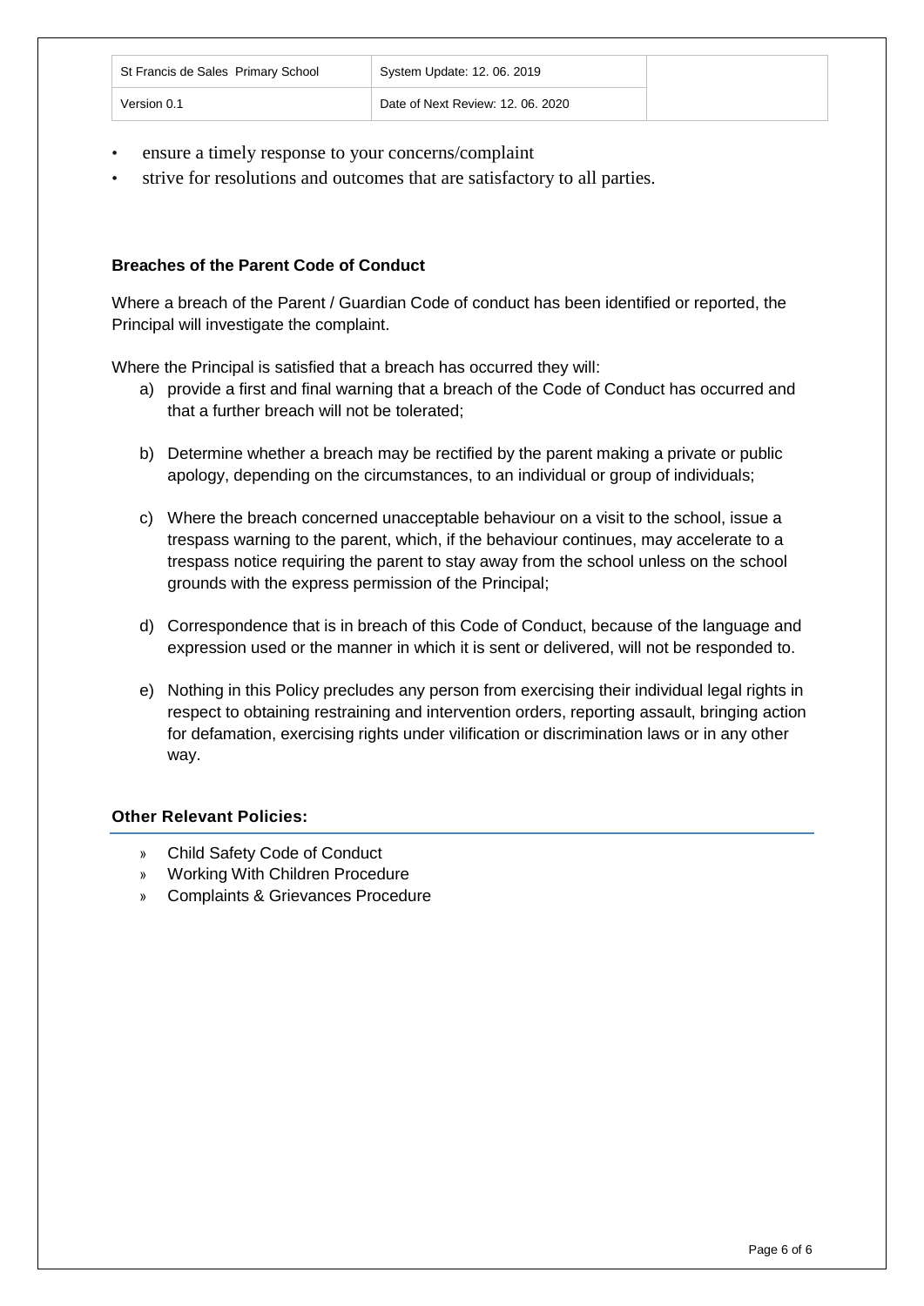- ensure a timely response to your concerns/complaint
- strive for resolutions and outcomes that are satisfactory to all parties.

### Breaches of the Parent Code of Conduct

Where a breach of the Parent / Guardian Code of conduct has been identified or reported, the Principal will investigate the complaint.

Where the Principal is satisfied that a breach has occurred they will:

a) provide a first and final warning that a breach of the Code of Conduct has occurred and that a further breach will not be tolerated;

b) Determine whether a breach may be rectified by the parent making a private or public apology, depending on the circumstances, to an individual or group of individuals;

c) Where the breach concerned unacceptable behaviour on a visit to the school, issue a trespass warning to the parent, which, if the behaviour continues, may accelerate to a trespass notice requiring the parent to stay away from the school unless on the school grounds with the express permission of the Principal;

d) Correspondence that is in breach of this Code of Conduct, because of the language and expression used or the manner in which it is sent or delivered, will not be responded to.

e) Nothing in this Policy precludes any person from exercising their individual legal rights in respect to obtaining restraining and intervention orders, reporting assault, bringing action for defamation, exercising rights under vilification or discrimination laws or in any other way.

### Other Relevant Policies:

- Child Safety Code of Conduct
- Working With Children Procedure
- Complaints & Grievances Procedure